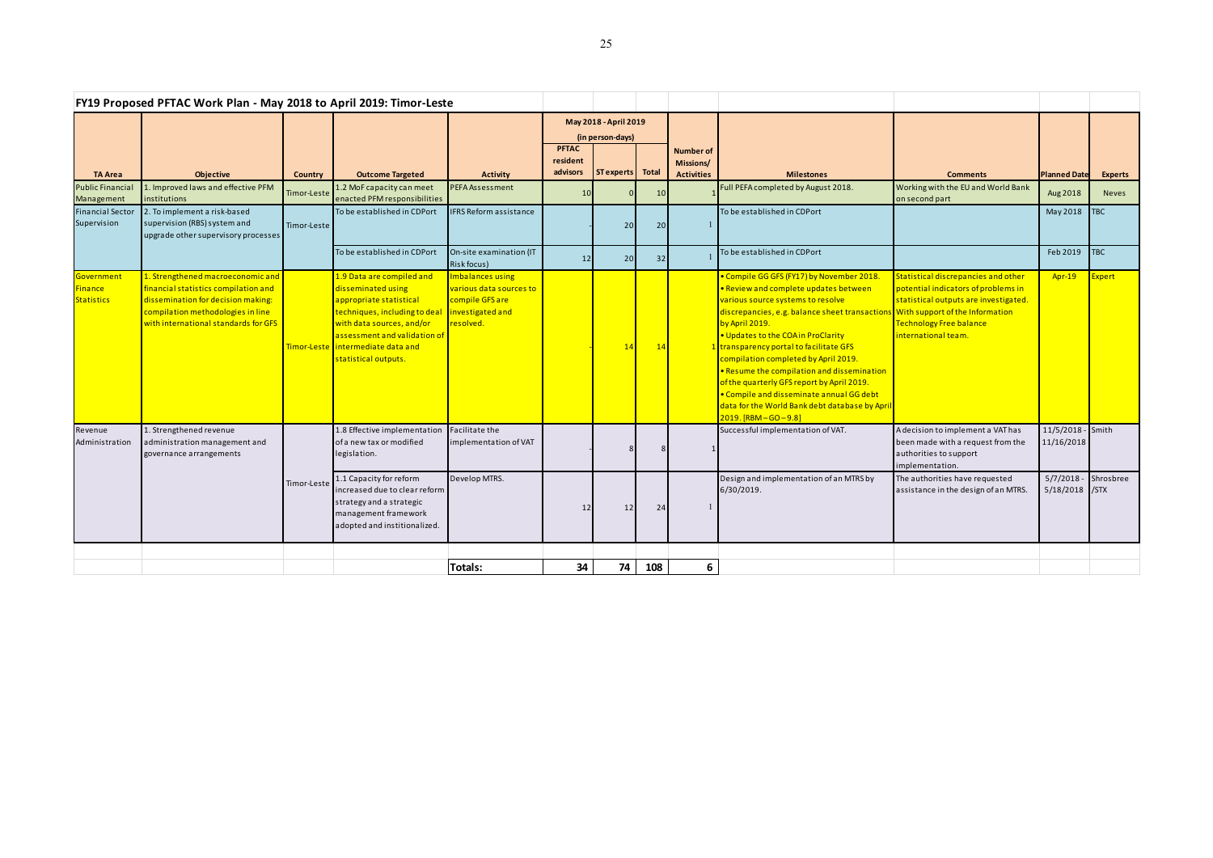## FY19 Proposed PFTAC Work Plan - May 2018 to April 2019: Timor-Leste

| TA Area | Objective | Country | Outcome Targeted | Activity | May 2018 - April 2019 (in person-days) PFTAC resident advisors | ST experts | Total | Number of Missions/ Activities | Milestones | Comments | Planned Date | Experts |
|---|---|---|---|---|---|---|---|---|---|---|---|---|
| Public Financial Management | 1. Improved laws and effective PFM institutions | Timor-Leste | 1.2 MoF capacity can meet enacted PFM responsibilities | PEFA Assessment | 10 | 0 | 10 | 1 | Full PEFA completed by August 2018. | Working with the EU and World Bank on second part | Aug 2018 | Neves |
| Financial Sector Supervision | 2. To implement a risk-based supervision (RBS) system and upgrade other supervisory processes | Timor-Leste | To be established in CDPort | IFRS Reform assistance | - | 20 | 20 | 1 | To be established in CDPort | | May 2018 | TBC |
| | | | To be established in CDPort | On-site examination (IT Risk focus) | 12 | 20 | 32 | 1 | To be established in CDPort | | Feb 2019 | TBC |
| Government Finance Statistics | 1. Strengthened macroeconomic and financial statistics compilation and dissemination for decision making: compilation methodologies in line with international standards for GFS | Timor-Leste | 1.9 Data are compiled and disseminated using appropriate statistical techniques, including to deal with data sources, and/or assessment and validation of intermediate data and statistical outputs. | Imbalances using various data sources to compile GFS are investigated and resolved. | - | 14 | 14 | 1 | • Compile GG GFS (FY17) by November 2018.<br>• Review and complete updates between various source systems to resolve discrepancies, e.g. balance sheet transactions by April 2019.<br>• Updates to the COA in ProClarity transparency portal to facilitate GFS compilation completed by April 2019.<br>• Resume the compilation and dissemination of the quarterly GFS report by April 2019.<br>• Compile and disseminate annual GG debt data for the World Bank debt database by April 2019. [RBM – GO – 9.8] | Statistical discrepancies and other potential indicators of problems in statistical outputs are investigated. With support of the Information Technology Free balance international team. | Apr-19 | Expert |
| Revenue Administration | 1. Strengthened revenue administration management and governance arrangements | Timor-Leste | 1.8 Effective implementation of a new tax or modified legislation. | Facilitate the implementation of VAT | - | 8 | 8 | 1 | Successful implementation of VAT. | A decision to implement a VAT has been made with a request from the authorities to support implementation. | 11/5/2018 - 11/16/2018 | Smith |
| | | | 1.1 Capacity for reform increased due to clear reform strategy and a strategic management framework adopted and institutionalized. | Develop MTRS. | 12 | 12 | 24 | 1 | Design and implementation of an MTRS by 6/30/2019. | The authorities have requested assistance in the design of an MTRS. | 5/7/2018 - 5/18/2018 | Shrosbree /STX |
| | | | | **Totals:** | **34** | **74** | **108** | **6** | | | | |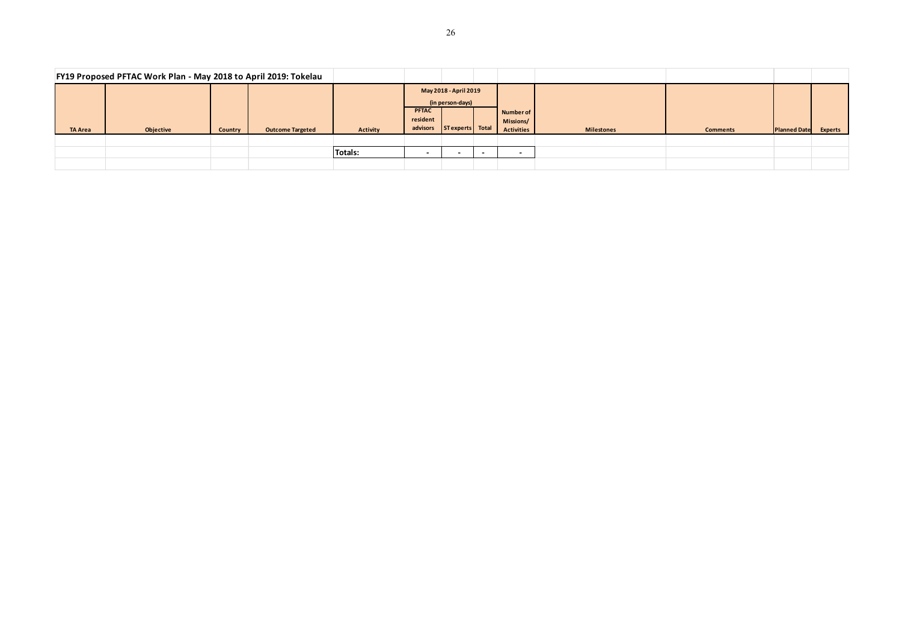**FY19 Proposed PFTAC Work Plan - May 2018 to April 2019: Tokelau**

| TA Area | Objective | Country | Outcome Targeted | Activity | May 2018 - April 2019 (in person-days) PFTAC resident advisors | ST experts | Total | Number of Missions/ Activities | Milestones | Comments | Planned Date | Experts |
|---|---|---|---|---|---|---|---|---|---|---|---|---|
| | | | | | | | | | | | | |
| | | | | Totals: | - | - | - | - | | | | |
| | | | | | | | | | | | | |